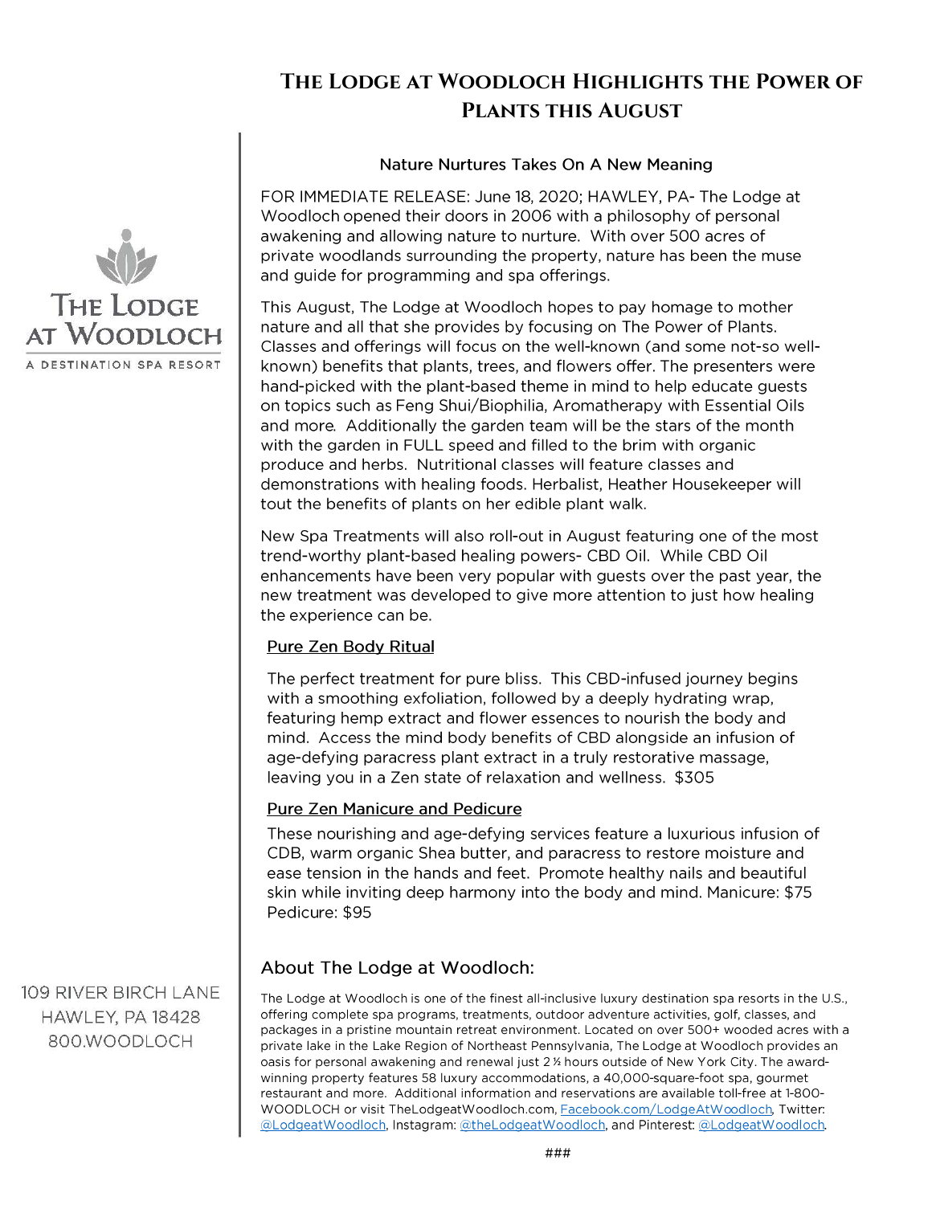# The Lodge at Woodloch Highlights the Power of Plants this August

THE LODGE AT WOODLOCH
A DESTINATION SPA RESORT

### Nature Nurtures Takes On A New Meaning

FOR IMMEDIATE RELEASE: June 18, 2020; HAWLEY, PA- The Lodge at Woodloch opened their doors in 2006 with a philosophy of personal awakening and allowing nature to nurture. With over 500 acres of private woodlands surrounding the property, nature has been the muse and guide for programming and spa offerings.

This August, The Lodge at Woodloch hopes to pay homage to mother nature and all that she provides by focusing on The Power of Plants. Classes and offerings will focus on the well-known (and some not-so well-known) benefits that plants, trees, and flowers offer. The presenters were hand-picked with the plant-based theme in mind to help educate guests on topics such as Feng Shui/Biophilia, Aromatherapy with Essential Oils and more. Additionally the garden team will be the stars of the month with the garden in FULL speed and filled to the brim with organic produce and herbs. Nutritional classes will feature classes and demonstrations with healing foods. Herbalist, Heather Housekeeper will tout the benefits of plants on her edible plant walk.

New Spa Treatments will also roll-out in August featuring one of the most trend-worthy plant-based healing powers- CBD Oil. While CBD Oil enhancements have been very popular with guests over the past year, the new treatment was developed to give more attention to just how healing the experience can be.

<u>Pure Zen Body Ritual</u>

The perfect treatment for pure bliss. This CBD-infused journey begins with a smoothing exfoliation, followed by a deeply hydrating wrap, featuring hemp extract and flower essences to nourish the body and mind. Access the mind body benefits of CBD alongside an infusion of age-defying paracress plant extract in a truly restorative massage, leaving you in a Zen state of relaxation and wellness. $305

<u>Pure Zen Manicure and Pedicure</u>

These nourishing and age-defying services feature a luxurious infusion of CDB, warm organic Shea butter, and paracress to restore moisture and ease tension in the hands and feet. Promote healthy nails and beautiful skin while inviting deep harmony into the body and mind. Manicure: $75 Pedicure: $95

## About The Lodge at Woodloch:

The Lodge at Woodloch is one of the finest all-inclusive luxury destination spa resorts in the U.S., offering complete spa programs, treatments, outdoor adventure activities, golf, classes, and packages in a pristine mountain retreat environment. Located on over 500+ wooded acres with a private lake in the Lake Region of Northeast Pennsylvania, The Lodge at Woodloch provides an oasis for personal awakening and renewal just 2 ½ hours outside of New York City. The award-winning property features 58 luxury accommodations, a 40,000-square-foot spa, gourmet restaurant and more. Additional information and reservations are available toll-free at 1-800-WOODLOCH or visit TheLodgeatWoodloch.com, Facebook.com/LodgeAtWoodloch, Twitter: @LodgeatWoodloch, Instagram: @theLodgeatWoodloch, and Pinterest: @LodgeatWoodloch.

###

109 RIVER BIRCH LANE
HAWLEY, PA 18428
800.WOODLOCH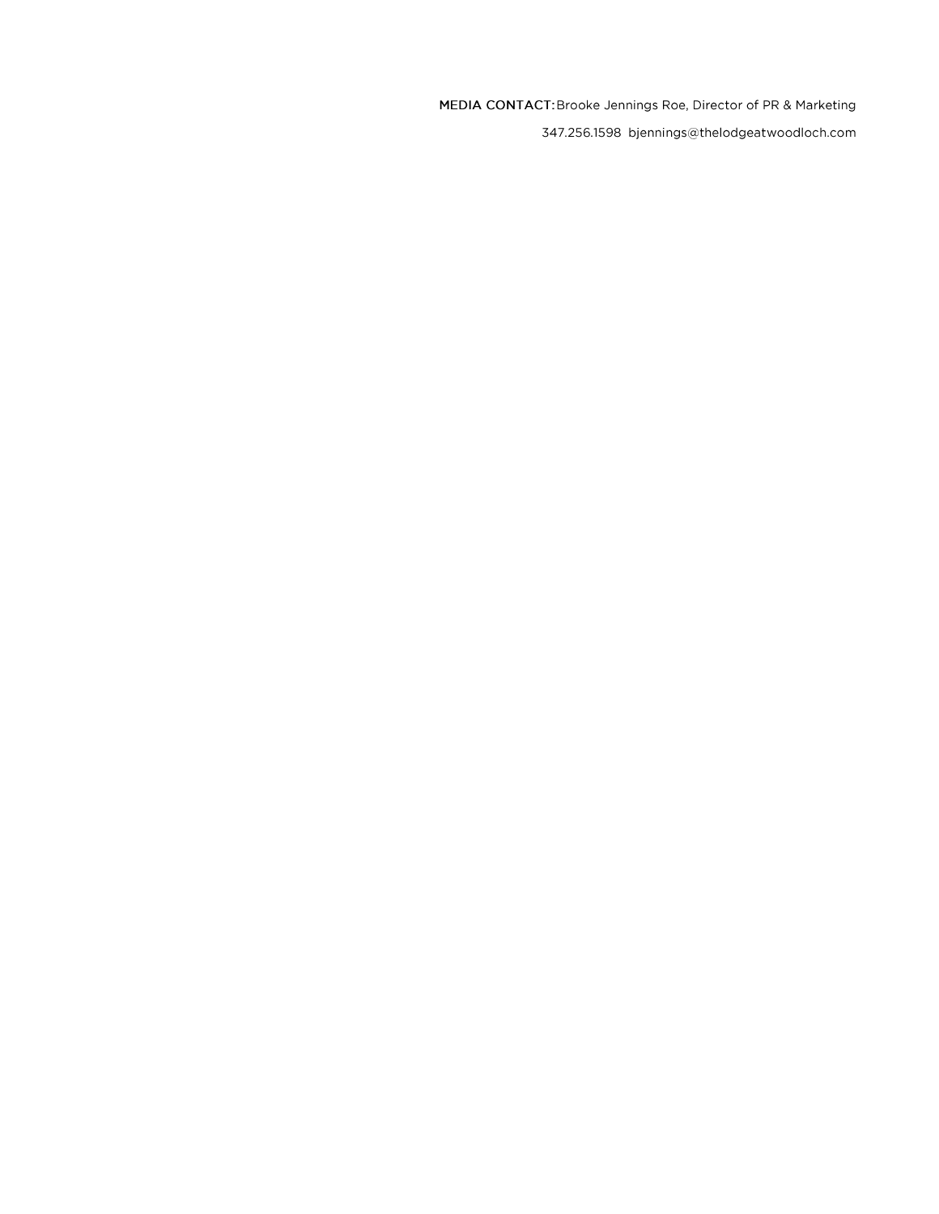**MEDIA CONTACT:** Brooke Jennings Roe, Director of PR & Marketing

347.256.1598 bjennings@thelodgeatwoodloch.com